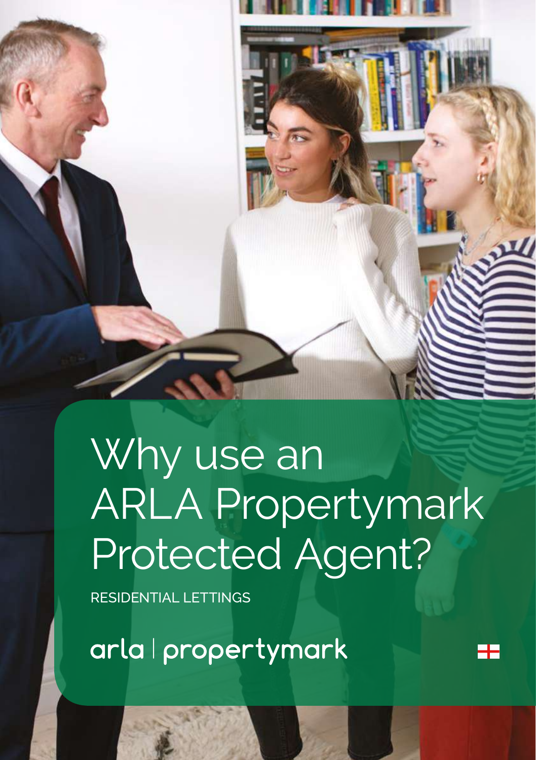# Why use an ARLA Propertymark Protected Agent?

RESIDENTIAL LETTINGS

arla | propertymark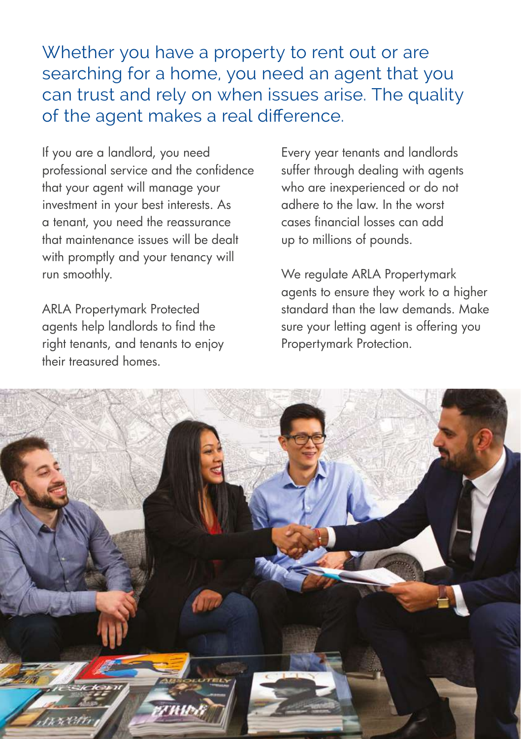## Whether you have a property to rent out or are searching for a home, you need an agent that you can trust and rely on when issues arise. The quality of the agent makes a real difference.

If you are a landlord, you need professional service and the confidence that your agent will manage your investment in your best interests. As a tenant, you need the reassurance that maintenance issues will be dealt with promptly and your tenancy will run smoothly.

ARLA Propertymark Protected agents help landlords to find the right tenants, and tenants to enjoy their treasured homes.

Every year tenants and landlords suffer through dealing with agents who are inexperienced or do not adhere to the law. In the worst cases financial losses can add up to millions of pounds.

We regulate ARLA Propertymark agents to ensure they work to a higher standard than the law demands. Make sure your letting agent is offering you Propertymark Protection.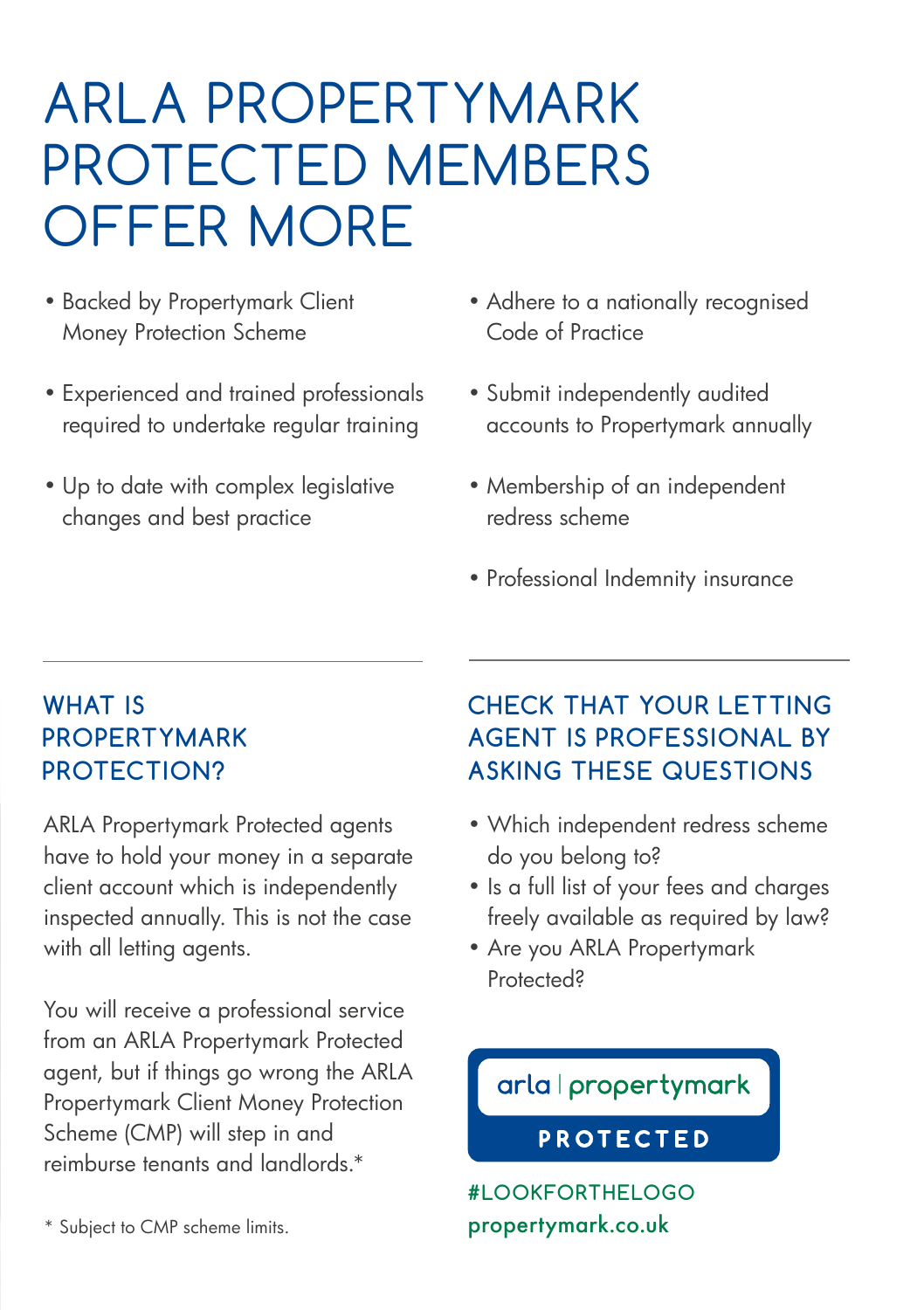# ARLA PROPERTYMARK PROTECTED MEMBERS OFFER MORE

- Backed by Propertymark Client Money Protection Scheme
- Experienced and trained professionals required to undertake regular training
- Up to date with complex legislative changes and best practice
- Adhere to a nationally recognised Code of Practice
- Submit independently audited accounts to Propertymark annually
- Membership of an independent redress scheme
- Professional Indemnity insurance

## WHAT IS PROPERTYMARK PROTECTION?

ARLA Propertymark Protected agents have to hold your money in a separate client account which is independently inspected annually. This is not the case with all letting agents.

You will receive a professional service from an ARLA Propertymark Protected agent, but if things go wrong the ARLA Propertymark Client Money Protection Scheme (CMP) will step in and reimburse tenants and landlords.*

* Subject to CMP scheme limits.

## CHECK THAT YOUR LETTING AGENT IS PROFESSIONAL BY ASKING THESE QUESTIONS

- Which independent redress scheme do you belong to?
- Is a full list of your fees and charges freely available as required by law?
- Are you ARLA Propertymark Protected?

arla | propertymark

PROTECTED

#LOOKFORTHELOGO
propertymark.co.uk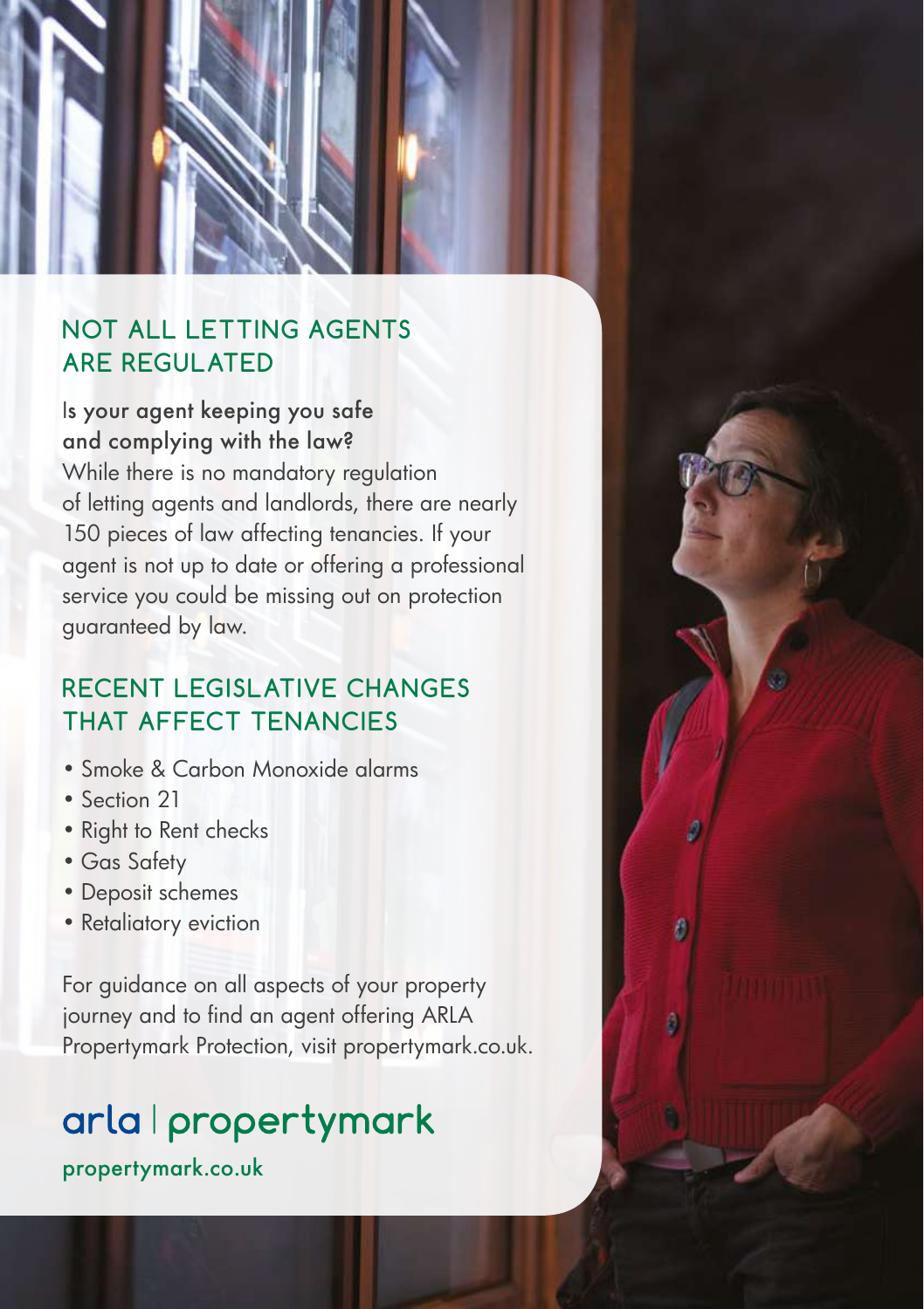## NOT ALL LETTING AGENTS ARE REGULATED

**Is your agent keeping you safe and complying with the law?**

While there is no mandatory regulation of letting agents and landlords, there are nearly 150 pieces of law affecting tenancies. If your agent is not up to date or offering a professional service you could be missing out on protection guaranteed by law.

## RECENT LEGISLATIVE CHANGES THAT AFFECT TENANCIES

- Smoke & Carbon Monoxide alarms
- Section 21
- Right to Rent checks
- Gas Safety
- Deposit schemes
- Retaliatory eviction

For guidance on all aspects of your property journey and to find an agent offering ARLA Propertymark Protection, visit propertymark.co.uk.

arla | propertymark

propertymark.co.uk